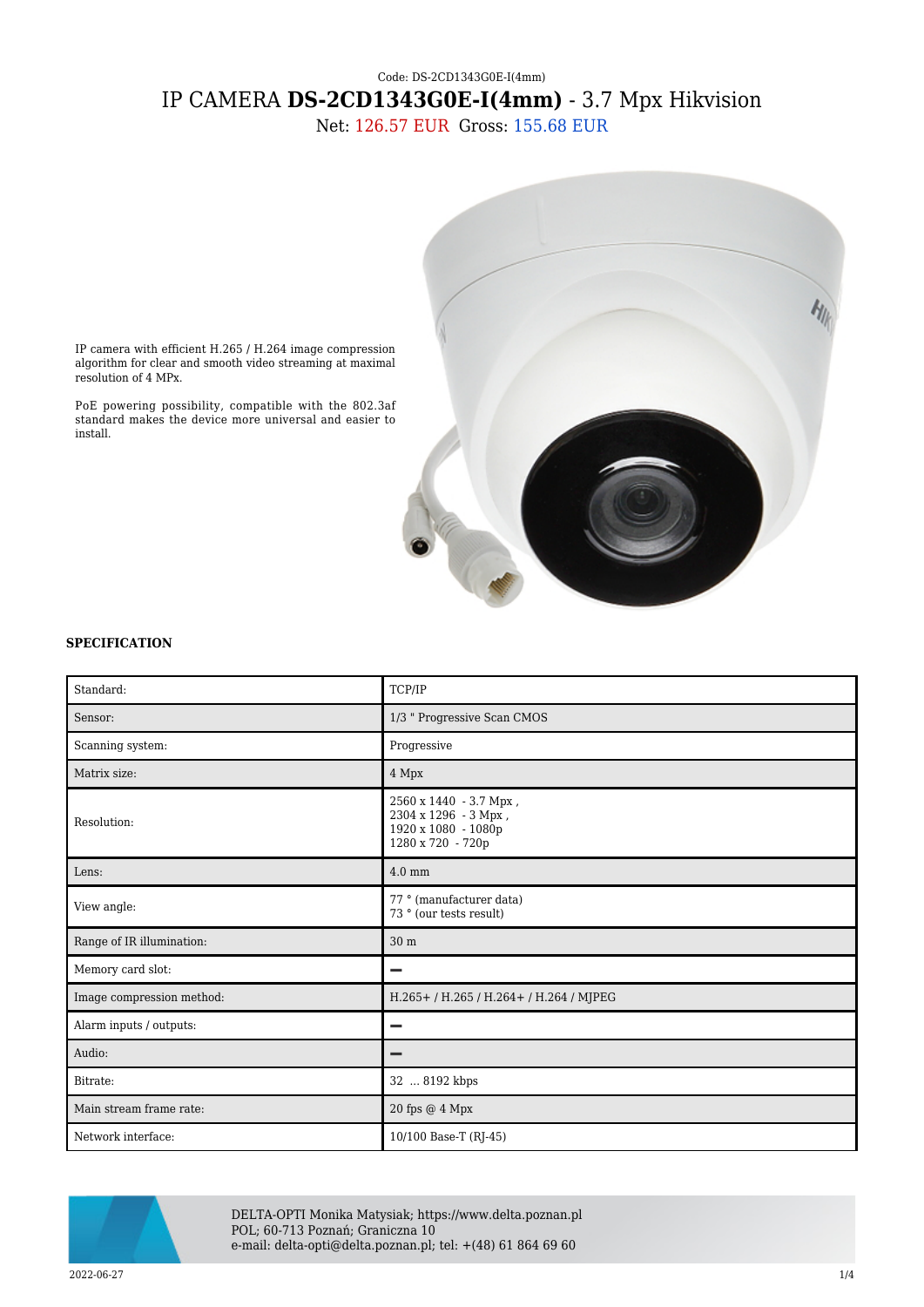Code: DS-2CD1343G0E-I(4mm)

# IP CAMERA **DS-2CD1343G0E-I(4mm)** - 3.7 Mpx Hikvision

Net: 126.57 EUR Gross: 155.68 EUR

IP camera with efficient H.265 / H.264 image compression algorithm for clear and smooth video streaming at maximal resolution of 4 MPx.

PoE powering possibility, compatible with the 802.3af standard makes the device more universal and easier to install.

**SPECIFICATION**

| | |
|---|---|
| Standard: | TCP/IP |
| Sensor: | 1/3 " Progressive Scan CMOS |
| Scanning system: | Progressive |
| Matrix size: | 4 Mpx |
| Resolution: | 2560 x 1440 - 3.7 Mpx ,<br>2304 x 1296 - 3 Mpx ,<br>1920 x 1080 - 1080p<br>1280 x 720 - 720p |
| Lens: | 4.0 mm |
| View angle: | 77 ° (manufacturer data)<br>73 ° (our tests result) |
| Range of IR illumination: | 30 m |
| Memory card slot: | − |
| Image compression method: | H.265+ / H.265 / H.264+ / H.264 / MJPEG |
| Alarm inputs / outputs: | − |
| Audio: | − |
| Bitrate: | 32 ... 8192 kbps |
| Main stream frame rate: | 20 fps @ 4 Mpx |
| Network interface: | 10/100 Base-T (RJ-45) |

DELTA-OPTI Monika Matysiak; https://www.delta.poznan.pl
POL; 60-713 Poznań; Graniczna 10
e-mail: delta-opti@delta.poznan.pl; tel: +(48) 61 864 69 60

2022-06-27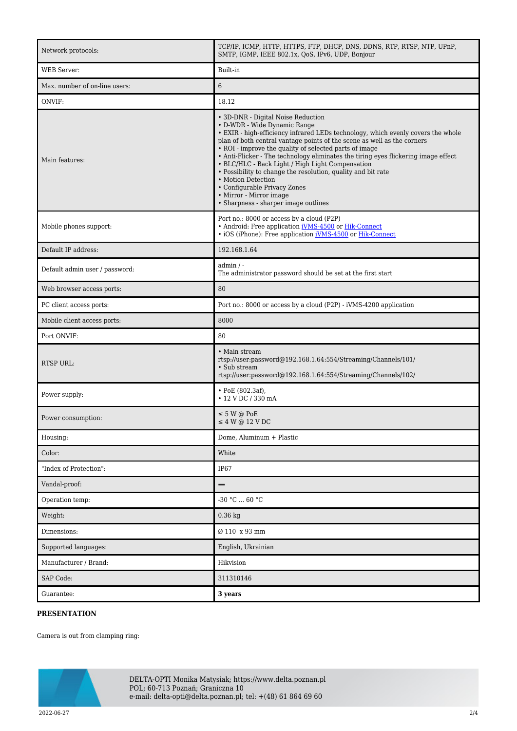| | |
|---|---|
| Network protocols: | TCP/IP, ICMP, HTTP, HTTPS, FTP, DHCP, DNS, DDNS, RTP, RTSP, NTP, UPnP, SMTP, IGMP, IEEE 802.1x, QoS, IPv6, UDP, Bonjour |
| WEB Server: | Built-in |
| Max. number of on-line users: | 6 |
| ONVIF: | 18.12 |
| Main features: | • 3D-DNR - Digital Noise Reduction<br>• D-WDR - Wide Dynamic Range<br>• EXIR - high-efficiency infrared LEDs technology, which evenly covers the whole plan of both central vantage points of the scene as well as the corners<br>• ROI - improve the quality of selected parts of image<br>• Anti-Flicker - The technology eliminates the tiring eyes flickering image effect<br>• BLC/HLC - Back Light / High Light Compensation<br>• Possibility to change the resolution, quality and bit rate<br>• Motion Detection<br>• Configurable Privacy Zones<br>• Mirror - Mirror image<br>• Sharpness - sharper image outlines |
| Mobile phones support: | Port no.: 8000 or access by a cloud (P2P)<br>• Android: Free application iVMS-4500 or Hik-Connect<br>• iOS (iPhone): Free application iVMS-4500 or Hik-Connect |
| Default IP address: | 192.168.1.64 |
| Default admin user / password: | admin / -<br>The administrator password should be set at the first start |
| Web browser access ports: | 80 |
| PC client access ports: | Port no.: 8000 or access by a cloud (P2P) - iVMS-4200 application |
| Mobile client access ports: | 8000 |
| Port ONVIF: | 80 |
| RTSP URL: | • Main stream<br>rtsp://user:password@192.168.1.64:554/Streaming/Channels/101/<br>• Sub stream<br>rtsp://user:password@192.168.1.64:554/Streaming/Channels/102/ |
| Power supply: | • PoE (802.3af),<br>• 12 V DC / 330 mA |
| Power consumption: | ≤ 5 W @ PoE<br>≤ 4 W @ 12 V DC |
| Housing: | Dome, Aluminum + Plastic |
| Color: | White |
| "Index of Protection": | IP67 |
| Vandal-proof: | − |
| Operation temp: | -30 °C ... 60 °C |
| Weight: | 0.36 kg |
| Dimensions: | Ø 110 x 93 mm |
| Supported languages: | English, Ukrainian |
| Manufacturer / Brand: | Hikvision |
| SAP Code: | 311310146 |
| Guarantee: | **3 years** |

**PRESENTATION**

Camera is out from clamping ring: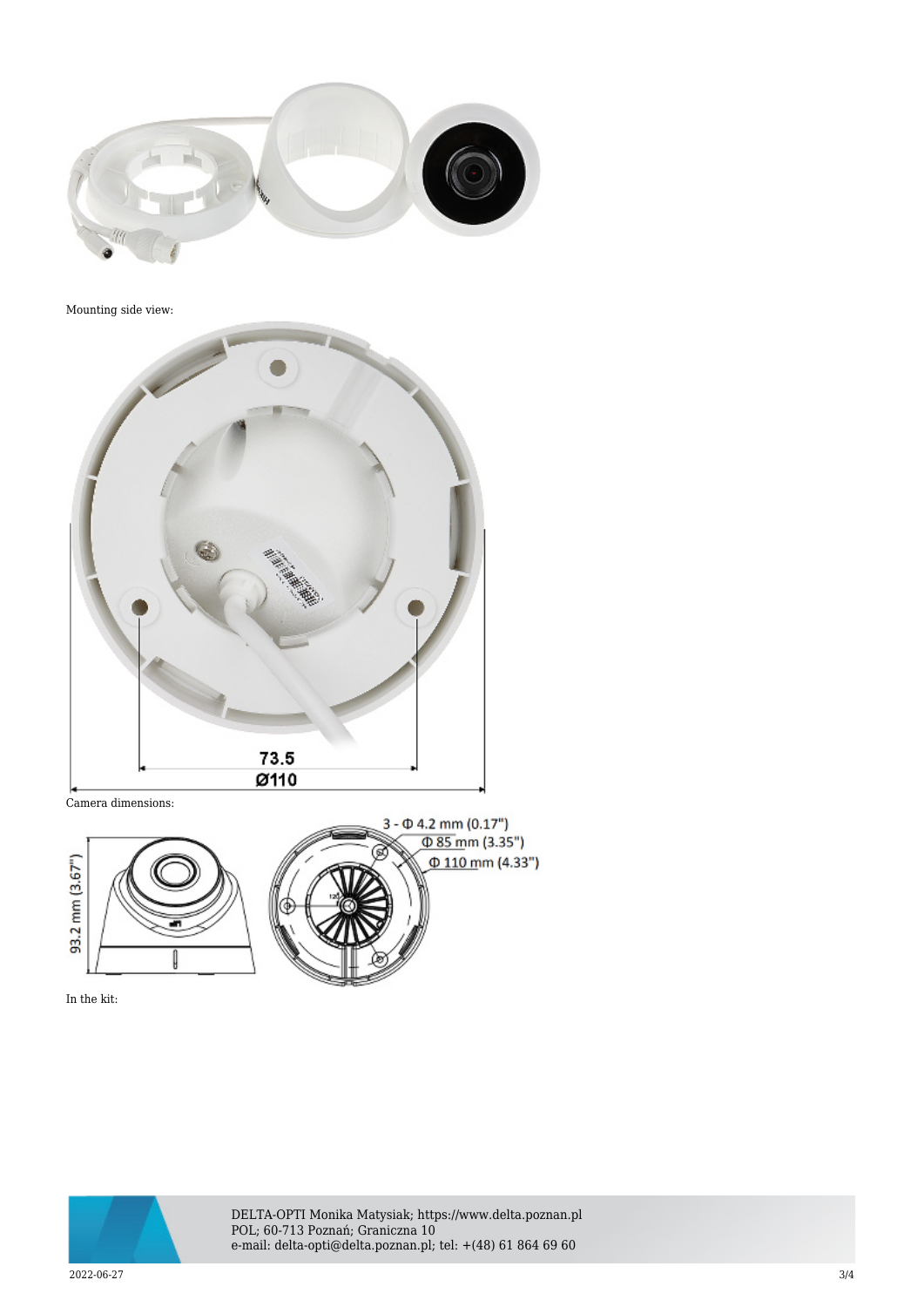Mounting side view:

Camera dimensions:

In the kit: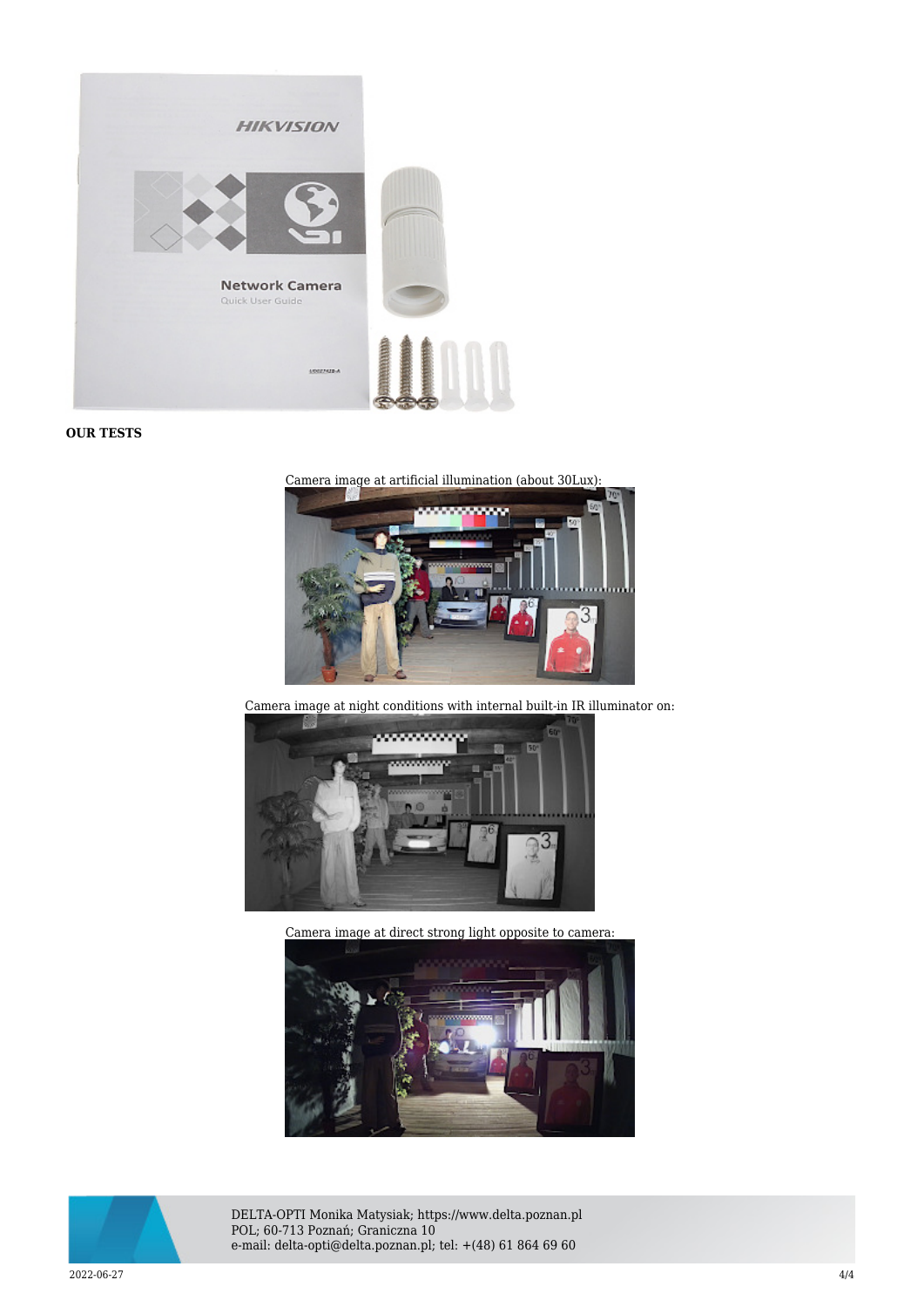**OUR TESTS**

Camera image at artificial illumination (about 30Lux):

Camera image at night conditions with internal built-in IR illuminator on:

Camera image at direct strong light opposite to camera:

DELTA-OPTI Monika Matysiak; https://www.delta.poznan.pl
POL; 60-713 Poznań; Graniczna 10
e-mail: delta-opti@delta.poznan.pl; tel: +(48) 61 864 69 60

2022-06-27